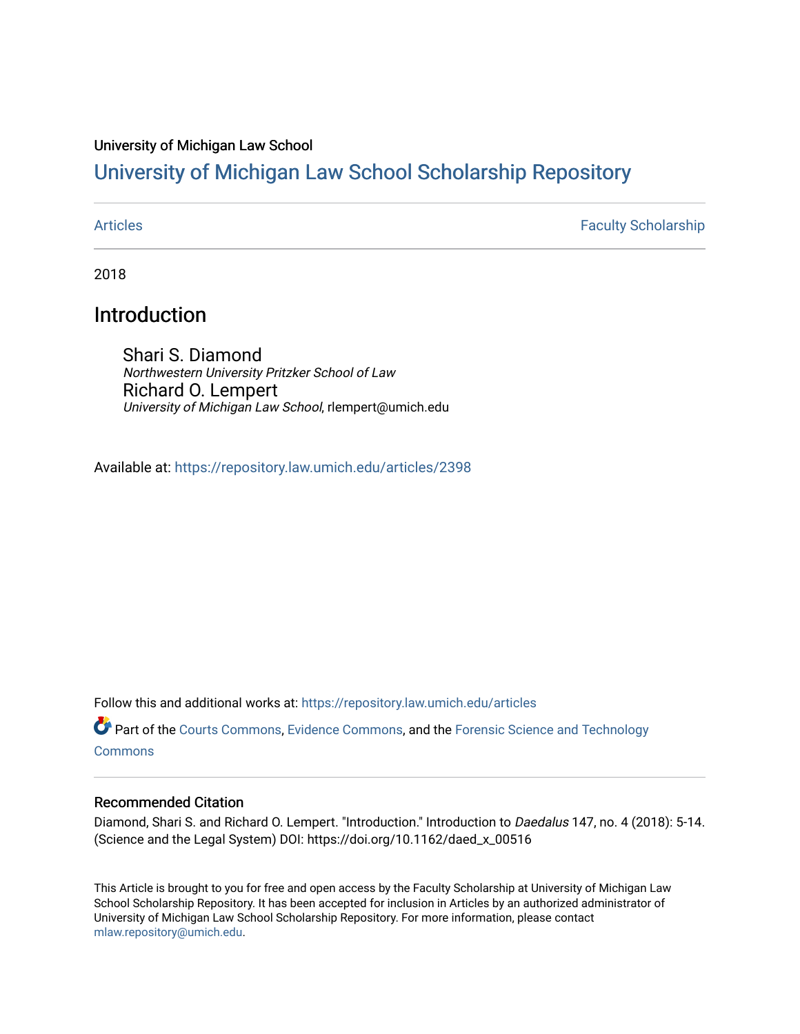University of Michigan Law School

# University of Michigan Law School Scholarship Repository

Articles | Faculty Scholarship

2018

## Introduction

Shari S. Diamond
*Northwestern University Pritzker School of Law*

Richard O. Lempert
*University of Michigan Law School*, rlempert@umich.edu

Available at: https://repository.law.umich.edu/articles/2398

Follow this and additional works at: https://repository.law.umich.edu/articles

Part of the Courts Commons, Evidence Commons, and the Forensic Science and Technology Commons

### Recommended Citation

Diamond, Shari S. and Richard O. Lempert. "Introduction." Introduction to *Daedalus* 147, no. 4 (2018): 5-14. (Science and the Legal System) DOI: https://doi.org/10.1162/daed_x_00516

This Article is brought to you for free and open access by the Faculty Scholarship at University of Michigan Law School Scholarship Repository. It has been accepted for inclusion in Articles by an authorized administrator of University of Michigan Law School Scholarship Repository. For more information, please contact mlaw.repository@umich.edu.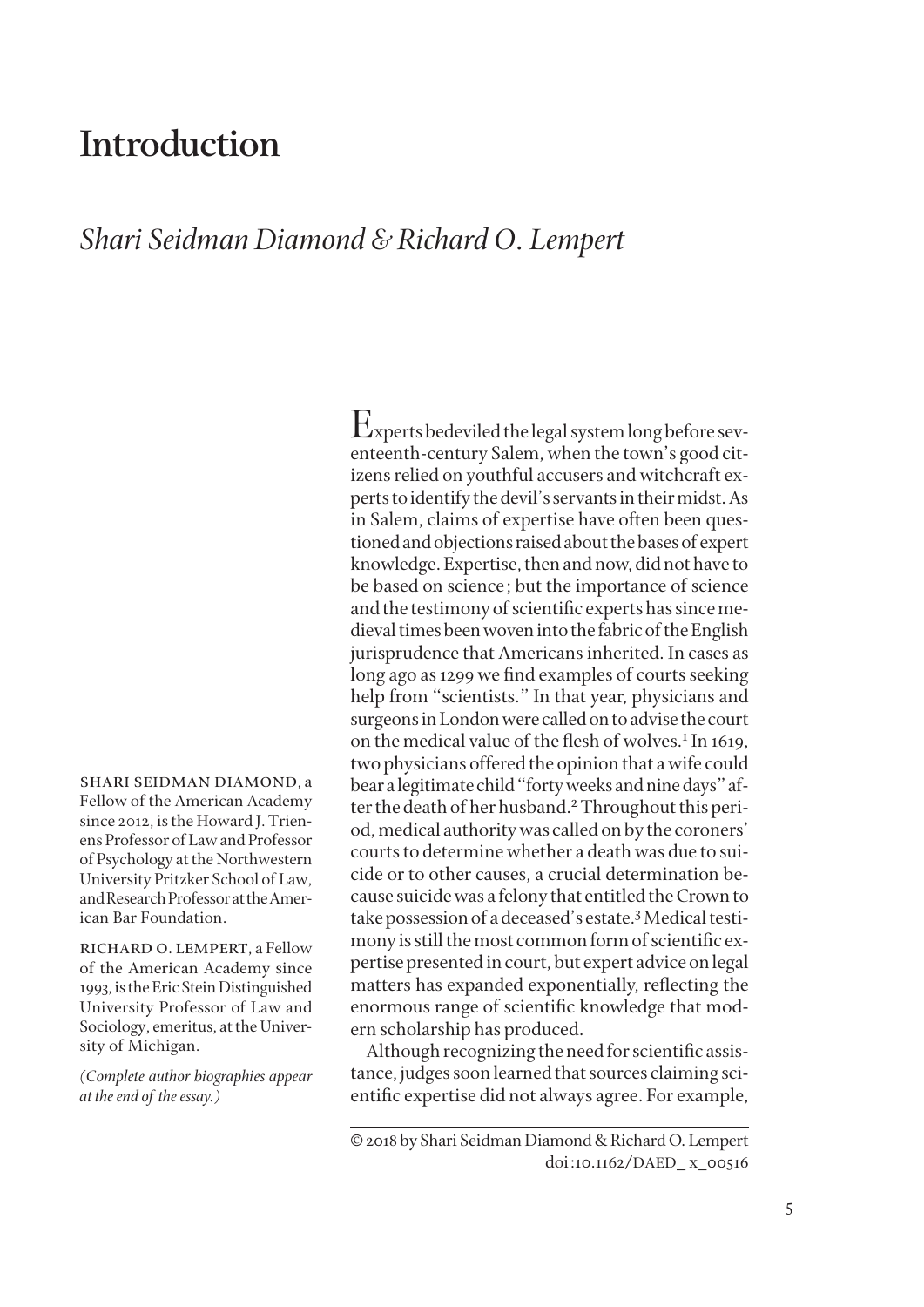# Introduction

## *Shari Seidman Diamond & Richard O. Lempert*

SHARI SEIDMAN DIAMOND, a Fellow of the American Academy since 2012, is the Howard J. Trienens Professor of Law and Professor of Psychology at the Northwestern University Pritzker School of Law, and Research Professor at the American Bar Foundation.

RICHARD O. LEMPERT, a Fellow of the American Academy since 1993, is the Eric Stein Distinguished University Professor of Law and Sociology, emeritus, at the University of Michigan.

*(Complete author biographies appear at the end of the essay.)*

Experts bedeviled the legal system long before seventeenth-century Salem, when the town's good citizens relied on youthful accusers and witchcraft experts to identify the devil's servants in their midst. As in Salem, claims of expertise have often been questioned and objections raised about the bases of expert knowledge. Expertise, then and now, did not have to be based on science; but the importance of science and the testimony of scientific experts has since medieval times been woven into the fabric of the English jurisprudence that Americans inherited. In cases as long ago as 1299 we find examples of courts seeking help from "scientists." In that year, physicians and surgeons in London were called on to advise the court on the medical value of the flesh of wolves.[1] In 1619, two physicians offered the opinion that a wife could bear a legitimate child "forty weeks and nine days" after the death of her husband.[2] Throughout this period, medical authority was called on by the coroners' courts to determine whether a death was due to suicide or to other causes, a crucial determination because suicide was a felony that entitled the Crown to take possession of a deceased's estate.[3] Medical testimony is still the most common form of scientific expertise presented in court, but expert advice on legal matters has expanded exponentially, reflecting the enormous range of scientific knowledge that modern scholarship has produced.

Although recognizing the need for scientific assistance, judges soon learned that sources claiming scientific expertise did not always agree. For example,

© 2018 by Shari Seidman Diamond & Richard O. Lempert
doi:10.1162/DAED_x_00516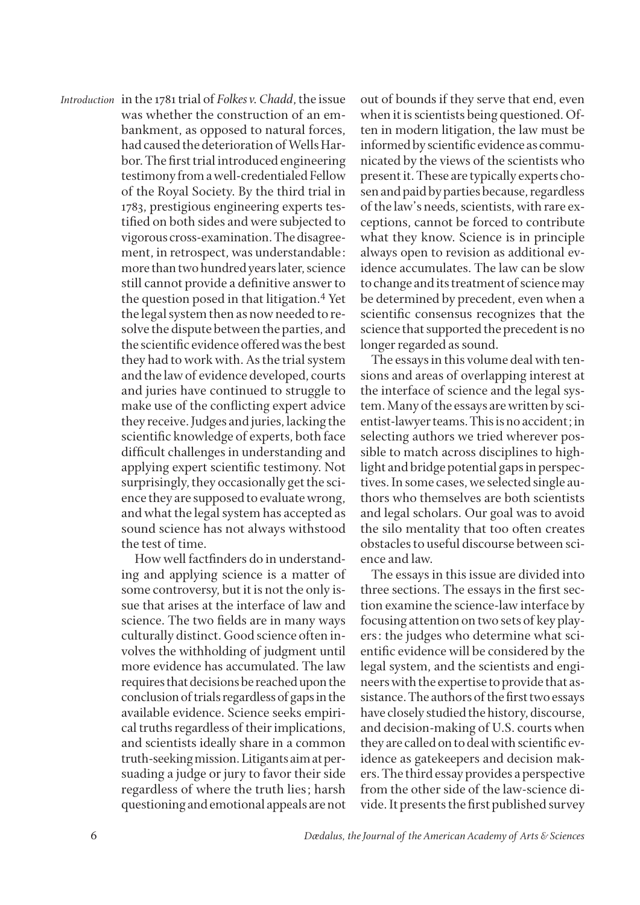in the 1781 trial of *Folkes v. Chadd*, the issue was whether the construction of an embankment, as opposed to natural forces, had caused the deterioration of Wells Harbor. The first trial introduced engineering testimony from a well-credentialed Fellow of the Royal Society. By the third trial in 1783, prestigious engineering experts testified on both sides and were subjected to vigorous cross-examination. The disagreement, in retrospect, was understandable: more than two hundred years later, science still cannot provide a definitive answer to the question posed in that litigation.[4] Yet the legal system then as now needed to resolve the dispute between the parties, and the scientific evidence offered was the best they had to work with. As the trial system and the law of evidence developed, courts and juries have continued to struggle to make use of the conflicting expert advice they receive. Judges and juries, lacking the scientific knowledge of experts, both face difficult challenges in understanding and applying expert scientific testimony. Not surprisingly, they occasionally get the science they are supposed to evaluate wrong, and what the legal system has accepted as sound science has not always withstood the test of time.

How well factfinders do in understanding and applying science is a matter of some controversy, but it is not the only issue that arises at the interface of law and science. The two fields are in many ways culturally distinct. Good science often involves the withholding of judgment until more evidence has accumulated. The law requires that decisions be reached upon the conclusion of trials regardless of gaps in the available evidence. Science seeks empirical truths regardless of their implications, and scientists ideally share in a common truth-seeking mission. Litigants aim at persuading a judge or jury to favor their side regardless of where the truth lies; harsh questioning and emotional appeals are not out of bounds if they serve that end, even when it is scientists being questioned. Often in modern litigation, the law must be informed by scientific evidence as communicated by the views of the scientists who present it. These are typically experts chosen and paid by parties because, regardless of the law's needs, scientists, with rare exceptions, cannot be forced to contribute what they know. Science is in principle always open to revision as additional evidence accumulates. The law can be slow to change and its treatment of science may be determined by precedent, even when a scientific consensus recognizes that the science that supported the precedent is no longer regarded as sound.

The essays in this volume deal with tensions and areas of overlapping interest at the interface of science and the legal system. Many of the essays are written by scientist-lawyer teams. This is no accident; in selecting authors we tried wherever possible to match across disciplines to highlight and bridge potential gaps in perspectives. In some cases, we selected single authors who themselves are both scientists and legal scholars. Our goal was to avoid the silo mentality that too often creates obstacles to useful discourse between science and law.

The essays in this issue are divided into three sections. The essays in the first section examine the science-law interface by focusing attention on two sets of key players: the judges who determine what scientific evidence will be considered by the legal system, and the scientists and engineers with the expertise to provide that assistance. The authors of the first two essays have closely studied the history, discourse, and decision-making of U.S. courts when they are called on to deal with scientific evidence as gatekeepers and decision makers. The third essay provides a perspective from the other side of the law-science divide. It presents the first published survey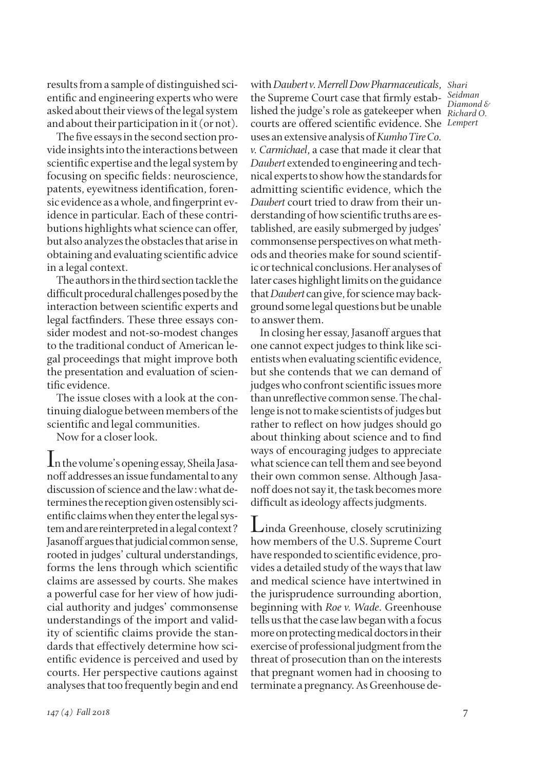results from a sample of distinguished scientific and engineering experts who were asked about their views of the legal system and about their participation in it (or not).

The five essays in the second section provide insights into the interactions between scientific expertise and the legal system by focusing on specific fields: neuroscience, patents, eyewitness identification, forensic evidence as a whole, and fingerprint evidence in particular. Each of these contributions highlights what science can offer, but also analyzes the obstacles that arise in obtaining and evaluating scientific advice in a legal context.

The authors in the third section tackle the difficult procedural challenges posed by the interaction between scientific experts and legal factfinders. These three essays consider modest and not-so-modest changes to the traditional conduct of American legal proceedings that might improve both the presentation and evaluation of scientific evidence.

The issue closes with a look at the continuing dialogue between members of the scientific and legal communities.

Now for a closer look.

In the volume's opening essay, Sheila Jasanoff addresses an issue fundamental to any discussion of science and the law: what determines the reception given ostensibly scientific claims when they enter the legal system and are reinterpreted in a legal context? Jasanoff argues that judicial common sense, rooted in judges' cultural understandings, forms the lens through which scientific claims are assessed by courts. She makes a powerful case for her view of how judicial authority and judges' commonsense understandings of the import and validity of scientific claims provide the standards that effectively determine how scientific evidence is perceived and used by courts. Her perspective cautions against analyses that too frequently begin and end with *Daubert v. Merrell Dow Pharmaceuticals*, the Supreme Court case that firmly established the judge's role as gatekeeper when courts are offered scientific evidence. She uses an extensive analysis of *Kumho Tire Co. v. Carmichael*, a case that made it clear that *Daubert* extended to engineering and technical experts to show how the standards for admitting scientific evidence, which the *Daubert* court tried to draw from their understanding of how scientific truths are established, are easily submerged by judges' commonsense perspectives on what methods and theories make for sound scientific or technical conclusions. Her analyses of later cases highlight limits on the guidance that *Daubert* can give, for science may background some legal questions but be unable to answer them.

In closing her essay, Jasanoff argues that one cannot expect judges to think like scientists when evaluating scientific evidence, but she contends that we can demand of judges who confront scientific issues more than unreflective common sense. The challenge is not to make scientists of judges but rather to reflect on how judges should go about thinking about science and to find ways of encouraging judges to appreciate what science can tell them and see beyond their own common sense. Although Jasanoff does not say it, the task becomes more difficult as ideology affects judgments.

Linda Greenhouse, closely scrutinizing how members of the U.S. Supreme Court have responded to scientific evidence, provides a detailed study of the ways that law and medical science have intertwined in the jurisprudence surrounding abortion, beginning with *Roe v. Wade*. Greenhouse tells us that the case law began with a focus more on protecting medical doctors in their exercise of professional judgment from the threat of prosecution than on the interests that pregnant women had in choosing to terminate a pregnancy. As Greenhouse de-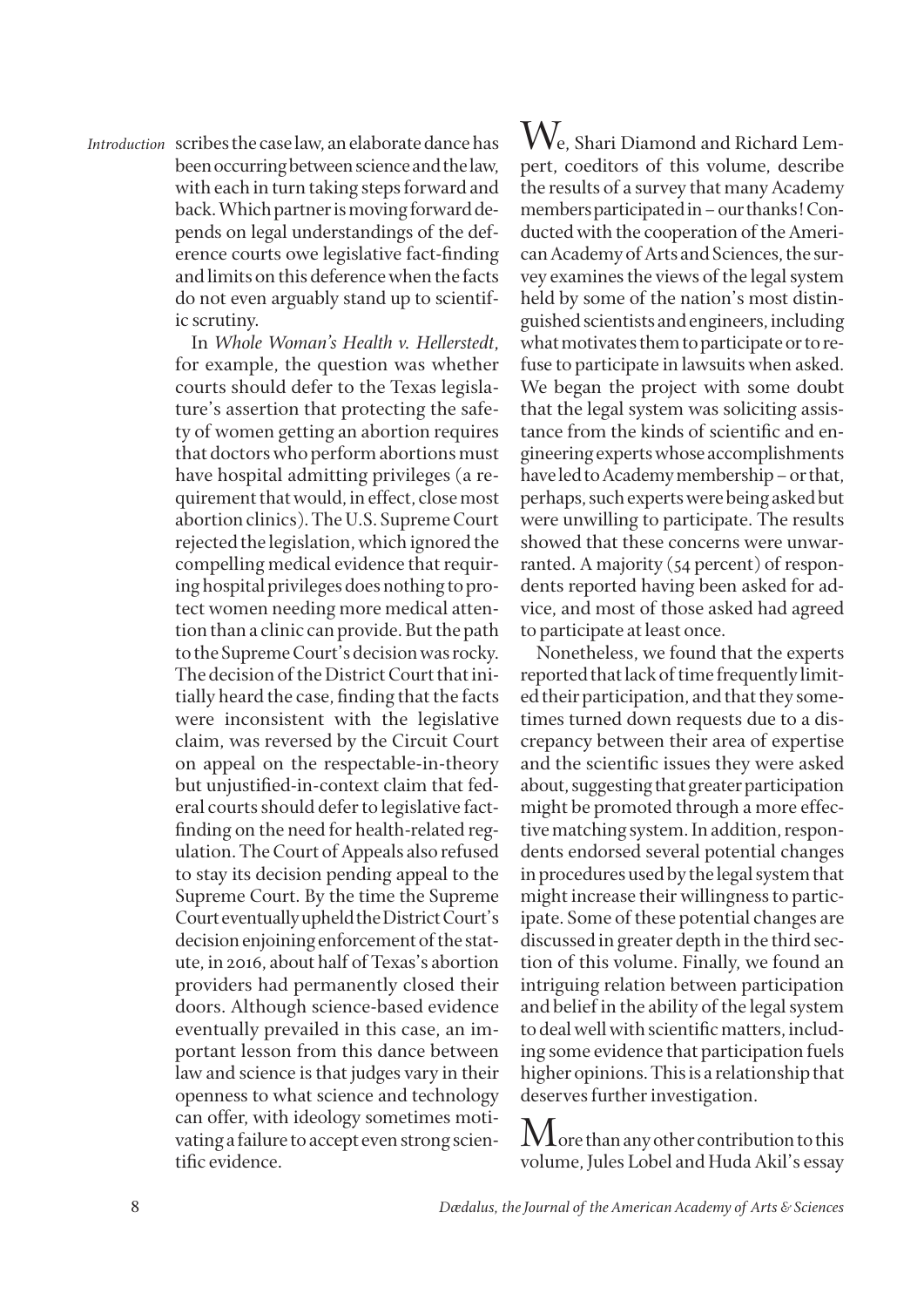scribes the case law, an elaborate dance has been occurring between science and the law, with each in turn taking steps forward and back. Which partner is moving forward depends on legal understandings of the deference courts owe legislative fact-finding and limits on this deference when the facts do not even arguably stand up to scientific scrutiny.

In *Whole Woman's Health v. Hellerstedt*, for example, the question was whether courts should defer to the Texas legislature's assertion that protecting the safety of women getting an abortion requires that doctors who perform abortions must have hospital admitting privileges (a requirement that would, in effect, close most abortion clinics). The U.S. Supreme Court rejected the legislation, which ignored the compelling medical evidence that requiring hospital privileges does nothing to protect women needing more medical attention than a clinic can provide. But the path to the Supreme Court's decision was rocky. The decision of the District Court that initially heard the case, finding that the facts were inconsistent with the legislative claim, was reversed by the Circuit Court on appeal on the respectable-in-theory but unjustified-in-context claim that federal courts should defer to legislative fact-finding on the need for health-related regulation. The Court of Appeals also refused to stay its decision pending appeal to the Supreme Court. By the time the Supreme Court eventually upheld the District Court's decision enjoining enforcement of the statute, in 2016, about half of Texas's abortion providers had permanently closed their doors. Although science-based evidence eventually prevailed in this case, an important lesson from this dance between law and science is that judges vary in their openness to what science and technology can offer, with ideology sometimes motivating a failure to accept even strong scientific evidence.

We, Shari Diamond and Richard Lempert, coeditors of this volume, describe the results of a survey that many Academy members participated in – our thanks! Conducted with the cooperation of the American Academy of Arts and Sciences, the survey examines the views of the legal system held by some of the nation's most distinguished scientists and engineers, including what motivates them to participate or to refuse to participate in lawsuits when asked. We began the project with some doubt that the legal system was soliciting assistance from the kinds of scientific and engineering experts whose accomplishments have led to Academy membership – or that, perhaps, such experts were being asked but were unwilling to participate. The results showed that these concerns were unwarranted. A majority (54 percent) of respondents reported having been asked for advice, and most of those asked had agreed to participate at least once.

Nonetheless, we found that the experts reported that lack of time frequently limited their participation, and that they sometimes turned down requests due to a discrepancy between their area of expertise and the scientific issues they were asked about, suggesting that greater participation might be promoted through a more effective matching system. In addition, respondents endorsed several potential changes in procedures used by the legal system that might increase their willingness to participate. Some of these potential changes are discussed in greater depth in the third section of this volume. Finally, we found an intriguing relation between participation and belief in the ability of the legal system to deal well with scientific matters, including some evidence that participation fuels higher opinions. This is a relationship that deserves further investigation.

More than any other contribution to this volume, Jules Lobel and Huda Akil's essay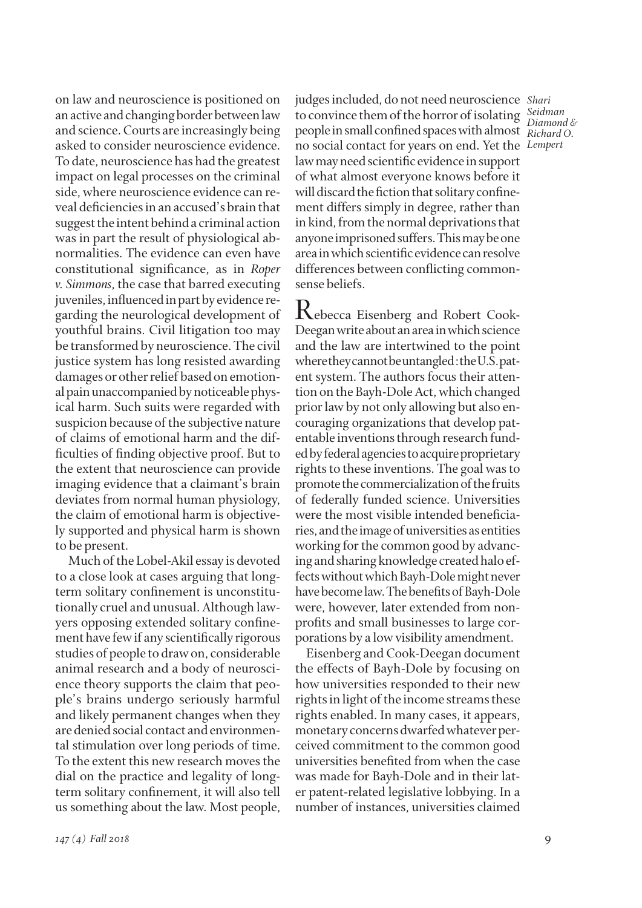on law and neuroscience is positioned on an active and changing border between law and science. Courts are increasingly being asked to consider neuroscience evidence. To date, neuroscience has had the greatest impact on legal processes on the criminal side, where neuroscience evidence can reveal deficiencies in an accused's brain that suggest the intent behind a criminal action was in part the result of physiological abnormalities. The evidence can even have constitutional significance, as in *Roper v. Simmons*, the case that barred executing juveniles, influenced in part by evidence regarding the neurological development of youthful brains. Civil litigation too may be transformed by neuroscience. The civil justice system has long resisted awarding damages or other relief based on emotional pain unaccompanied by noticeable physical harm. Such suits were regarded with suspicion because of the subjective nature of claims of emotional harm and the difficulties of finding objective proof. But to the extent that neuroscience can provide imaging evidence that a claimant's brain deviates from normal human physiology, the claim of emotional harm is objectively supported and physical harm is shown to be present.

Much of the Lobel-Akil essay is devoted to a close look at cases arguing that long-term solitary confinement is unconstitutionally cruel and unusual. Although lawyers opposing extended solitary confinement have few if any scientifically rigorous studies of people to draw on, considerable animal research and a body of neuroscience theory supports the claim that people's brains undergo seriously harmful and likely permanent changes when they are denied social contact and environmental stimulation over long periods of time. To the extent this new research moves the dial on the practice and legality of long-term solitary confinement, it will also tell us something about the law. Most people, judges included, do not need neuroscience to convince them of the horror of isolating people in small confined spaces with almost no social contact for years on end. Yet the law may need scientific evidence in support of what almost everyone knows before it will discard the fiction that solitary confinement differs simply in degree, rather than in kind, from the normal deprivations that anyone imprisoned suffers. This may be one area in which scientific evidence can resolve differences between conflicting commonsense beliefs.

Rebecca Eisenberg and Robert Cook-Deegan write about an area in which science and the law are intertwined to the point where they cannot be untangled: the U.S. patent system. The authors focus their attention on the Bayh-Dole Act, which changed prior law by not only allowing but also encouraging organizations that develop patentable inventions through research funded by federal agencies to acquire proprietary rights to these inventions. The goal was to promote the commercialization of the fruits of federally funded science. Universities were the most visible intended beneficiaries, and the image of universities as entities working for the common good by advancing and sharing knowledge created halo effects without which Bayh-Dole might never have become law. The benefits of Bayh-Dole were, however, later extended from nonprofits and small businesses to large corporations by a low visibility amendment.

Eisenberg and Cook-Deegan document the effects of Bayh-Dole by focusing on how universities responded to their new rights in light of the income streams these rights enabled. In many cases, it appears, monetary concerns dwarfed whatever perceived commitment to the common good universities benefited from when the case was made for Bayh-Dole and in their later patent-related legislative lobbying. In a number of instances, universities claimed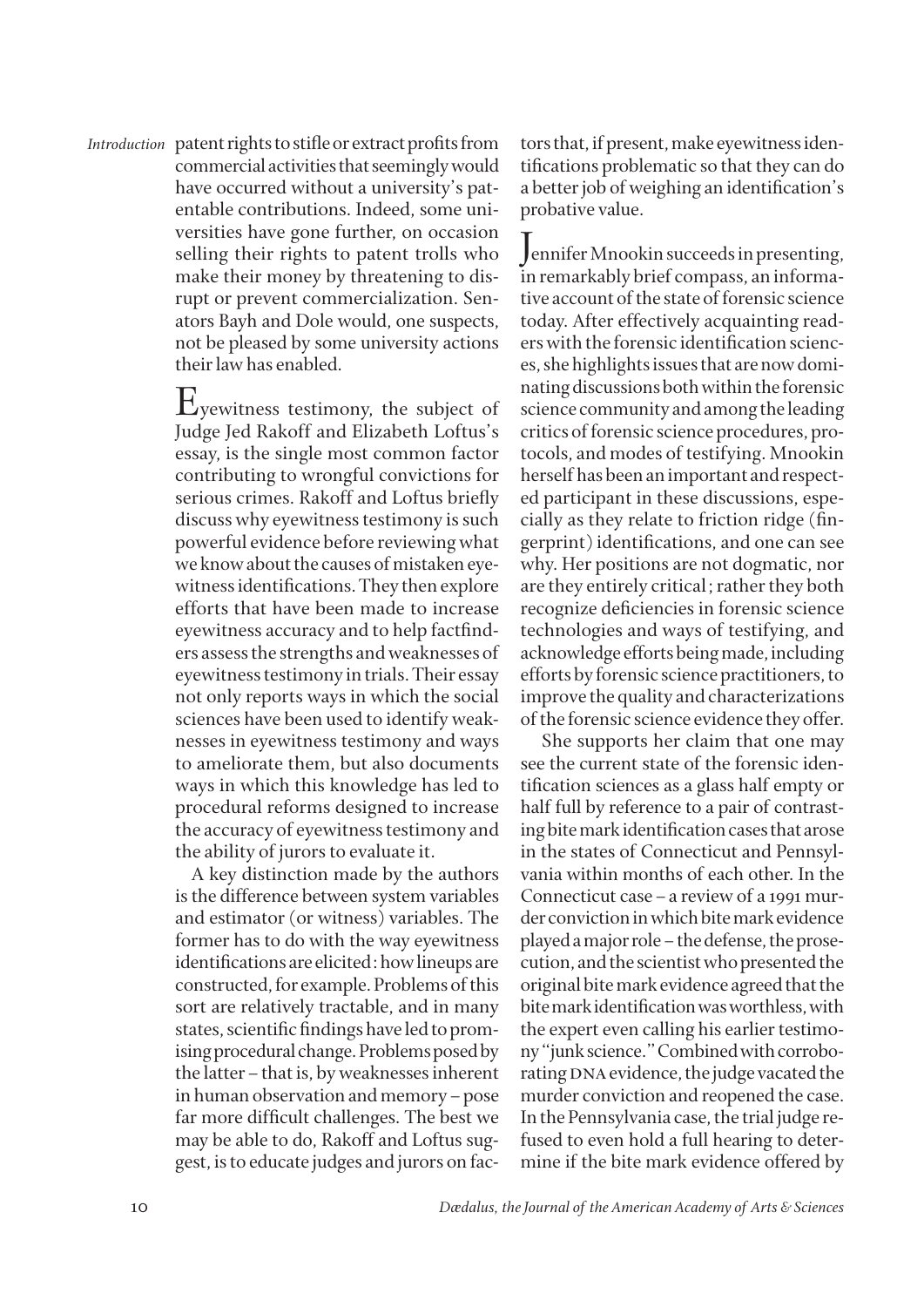patent rights to stifle or extract profits from commercial activities that seemingly would have occurred without a university's patentable contributions. Indeed, some universities have gone further, on occasion selling their rights to patent trolls who make their money by threatening to disrupt or prevent commercialization. Senators Bayh and Dole would, one suspects, not be pleased by some university actions their law has enabled.

Eyewitness testimony, the subject of Judge Jed Rakoff and Elizabeth Loftus's essay, is the single most common factor contributing to wrongful convictions for serious crimes. Rakoff and Loftus briefly discuss why eyewitness testimony is such powerful evidence before reviewing what we know about the causes of mistaken eyewitness identifications. They then explore efforts that have been made to increase eyewitness accuracy and to help factfinders assess the strengths and weaknesses of eyewitness testimony in trials. Their essay not only reports ways in which the social sciences have been used to identify weaknesses in eyewitness testimony and ways to ameliorate them, but also documents ways in which this knowledge has led to procedural reforms designed to increase the accuracy of eyewitness testimony and the ability of jurors to evaluate it.

A key distinction made by the authors is the difference between system variables and estimator (or witness) variables. The former has to do with the way eyewitness identifications are elicited: how lineups are constructed, for example. Problems of this sort are relatively tractable, and in many states, scientific findings have led to promising procedural change. Problems posed by the latter – that is, by weaknesses inherent in human observation and memory – pose far more difficult challenges. The best we may be able to do, Rakoff and Loftus suggest, is to educate judges and jurors on factors that, if present, make eyewitness identifications problematic so that they can do a better job of weighing an identification's probative value.

Jennifer Mnookin succeeds in presenting, in remarkably brief compass, an informative account of the state of forensic science today. After effectively acquainting readers with the forensic identification sciences, she highlights issues that are now dominating discussions both within the forensic science community and among the leading critics of forensic science procedures, protocols, and modes of testifying. Mnookin herself has been an important and respected participant in these discussions, especially as they relate to friction ridge (fingerprint) identifications, and one can see why. Her positions are not dogmatic, nor are they entirely critical; rather they both recognize deficiencies in forensic science technologies and ways of testifying, and acknowledge efforts being made, including efforts by forensic science practitioners, to improve the quality and characterizations of the forensic science evidence they offer.

She supports her claim that one may see the current state of the forensic identification sciences as a glass half empty or half full by reference to a pair of contrasting bite mark identification cases that arose in the states of Connecticut and Pennsylvania within months of each other. In the Connecticut case – a review of a 1991 murder conviction in which bite mark evidence played a major role – the defense, the prosecution, and the scientist who presented the original bite mark evidence agreed that the bite mark identification was worthless, with the expert even calling his earlier testimony "junk science." Combined with corroborating DNA evidence, the judge vacated the murder conviction and reopened the case. In the Pennsylvania case, the trial judge refused to even hold a full hearing to determine if the bite mark evidence offered by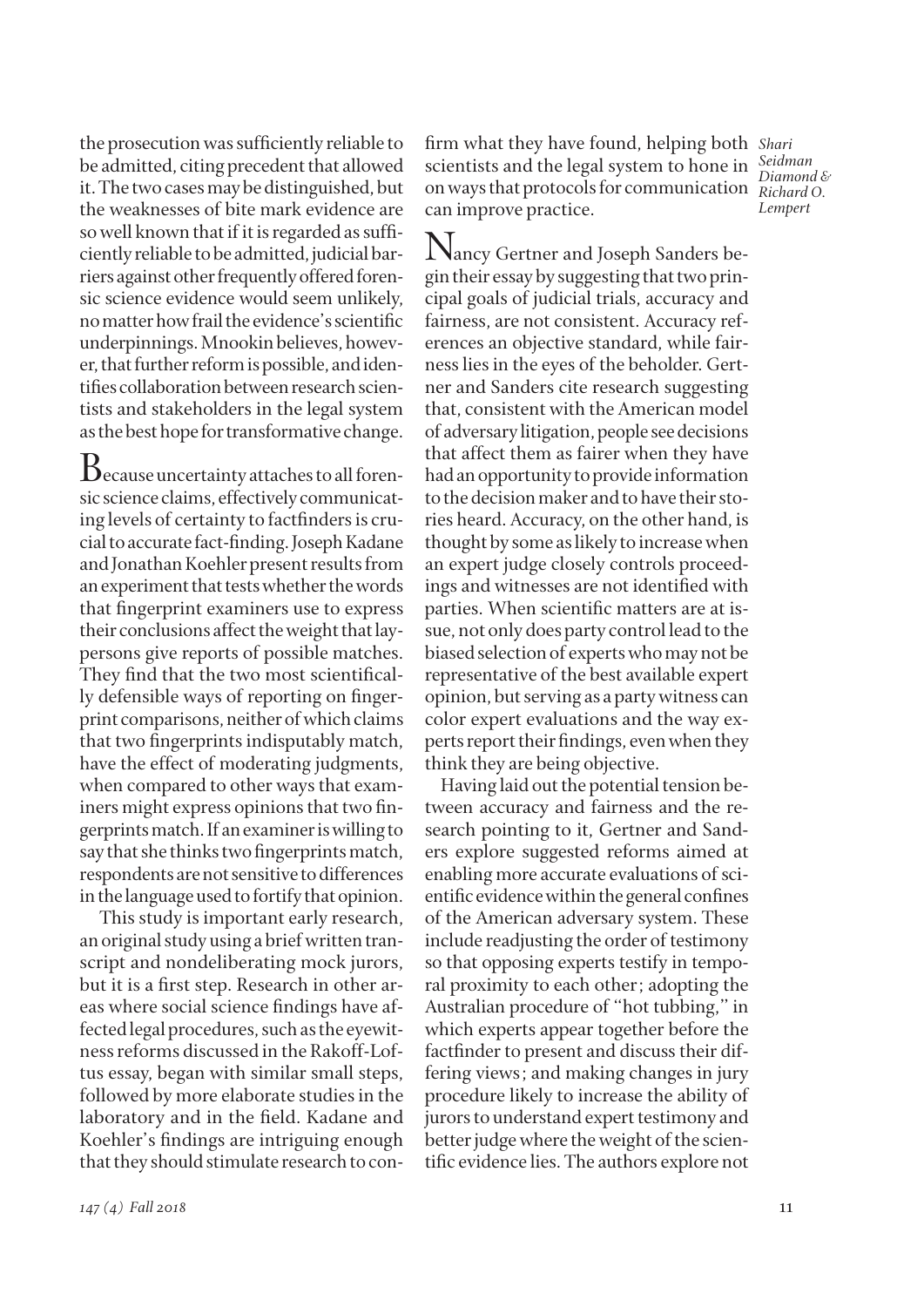the prosecution was sufficiently reliable to be admitted, citing precedent that allowed it. The two cases may be distinguished, but the weaknesses of bite mark evidence are so well known that if it is regarded as sufficiently reliable to be admitted, judicial barriers against other frequently offered forensic science evidence would seem unlikely, no matter how frail the evidence's scientific underpinnings. Mnookin believes, however, that further reform is possible, and identifies collaboration between research scientists and stakeholders in the legal system as the best hope for transformative change.

Because uncertainty attaches to all forensic science claims, effectively communicating levels of certainty to factfinders is crucial to accurate fact-finding. Joseph Kadane and Jonathan Koehler present results from an experiment that tests whether the words that fingerprint examiners use to express their conclusions affect the weight that laypersons give reports of possible matches. They find that the two most scientifically defensible ways of reporting on fingerprint comparisons, neither of which claims that two fingerprints indisputably match, have the effect of moderating judgments, when compared to other ways that examiners might express opinions that two fingerprints match. If an examiner is willing to say that she thinks two fingerprints match, respondents are not sensitive to differences in the language used to fortify that opinion.

This study is important early research, an original study using a brief written transcript and nondeliberating mock jurors, but it is a first step. Research in other areas where social science findings have affected legal procedures, such as the eyewitness reforms discussed in the Rakoff-Loftus essay, began with similar small steps, followed by more elaborate studies in the laboratory and in the field. Kadane and Koehler's findings are intriguing enough that they should stimulate research to confirm what they have found, helping both scientists and the legal system to hone in on ways that protocols for communication can improve practice.

Nancy Gertner and Joseph Sanders begin their essay by suggesting that two principal goals of judicial trials, accuracy and fairness, are not consistent. Accuracy references an objective standard, while fairness lies in the eyes of the beholder. Gertner and Sanders cite research suggesting that, consistent with the American model of adversary litigation, people see decisions that affect them as fairer when they have had an opportunity to provide information to the decision maker and to have their stories heard. Accuracy, on the other hand, is thought by some as likely to increase when an expert judge closely controls proceedings and witnesses are not identified with parties. When scientific matters are at issue, not only does party control lead to the biased selection of experts who may not be representative of the best available expert opinion, but serving as a party witness can color expert evaluations and the way experts report their findings, even when they think they are being objective.

Having laid out the potential tension between accuracy and fairness and the research pointing to it, Gertner and Sanders explore suggested reforms aimed at enabling more accurate evaluations of scientific evidence within the general confines of the American adversary system. These include readjusting the order of testimony so that opposing experts testify in temporal proximity to each other; adopting the Australian procedure of "hot tubbing," in which experts appear together before the factfinder to present and discuss their differing views; and making changes in jury procedure likely to increase the ability of jurors to understand expert testimony and better judge where the weight of the scientific evidence lies. The authors explore not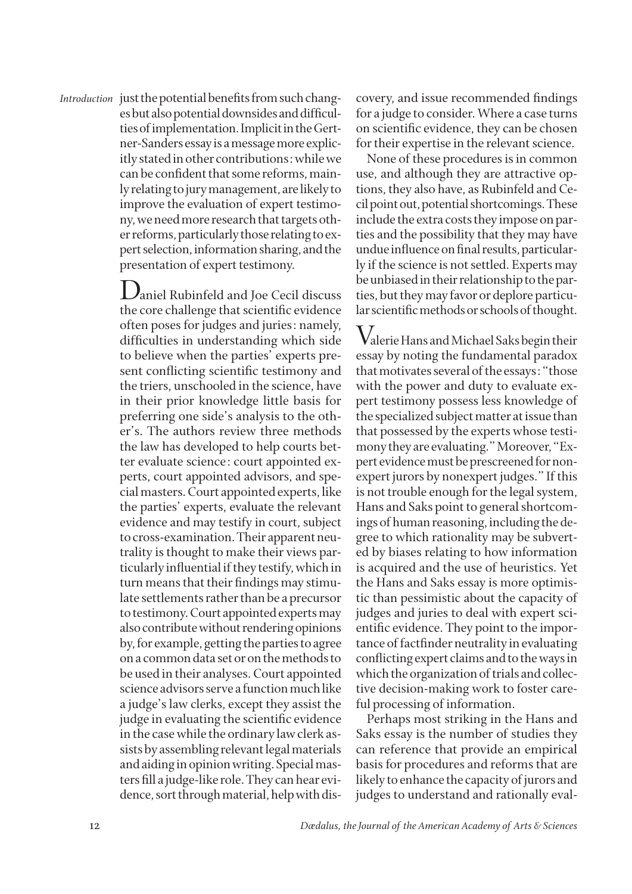just the potential benefits from such changes but also potential downsides and difficulties of implementation. Implicit in the Gertner-Sanders essay is a message more explicitly stated in other contributions: while we can be confident that some reforms, mainly relating to jury management, are likely to improve the evaluation of expert testimony, we need more research that targets other reforms, particularly those relating to expert selection, information sharing, and the presentation of expert testimony.

Daniel Rubinfeld and Joe Cecil discuss the core challenge that scientific evidence often poses for judges and juries: namely, difficulties in understanding which side to believe when the parties' experts present conflicting scientific testimony and the triers, unschooled in the science, have in their prior knowledge little basis for preferring one side's analysis to the other's. The authors review three methods the law has developed to help courts better evaluate science: court appointed experts, court appointed advisors, and special masters. Court appointed experts, like the parties' experts, evaluate the relevant evidence and may testify in court, subject to cross-examination. Their apparent neutrality is thought to make their views particularly influential if they testify, which in turn means that their findings may stimulate settlements rather than be a precursor to testimony. Court appointed experts may also contribute without rendering opinions by, for example, getting the parties to agree on a common data set or on the methods to be used in their analyses. Court appointed science advisors serve a function much like a judge's law clerks, except they assist the judge in evaluating the scientific evidence in the case while the ordinary law clerk assists by assembling relevant legal materials and aiding in opinion writing. Special masters fill a judge-like role. They can hear evidence, sort through material, help with discovery, and issue recommended findings for a judge to consider. Where a case turns on scientific evidence, they can be chosen for their expertise in the relevant science.

None of these procedures is in common use, and although they are attractive options, they also have, as Rubinfeld and Cecil point out, potential shortcomings. These include the extra costs they impose on parties and the possibility that they may have undue influence on final results, particularly if the science is not settled. Experts may be unbiased in their relationship to the parties, but they may favor or deplore particular scientific methods or schools of thought.

Valerie Hans and Michael Saks begin their essay by noting the fundamental paradox that motivates several of the essays: "those with the power and duty to evaluate expert testimony possess less knowledge of the specialized subject matter at issue than that possessed by the experts whose testimony they are evaluating." Moreover, "Expert evidence must be prescreened for nonexpert jurors by nonexpert judges." If this is not trouble enough for the legal system, Hans and Saks point to general shortcomings of human reasoning, including the degree to which rationality may be subverted by biases relating to how information is acquired and the use of heuristics. Yet the Hans and Saks essay is more optimistic than pessimistic about the capacity of judges and juries to deal with expert scientific evidence. They point to the importance of factfinder neutrality in evaluating conflicting expert claims and to the ways in which the organization of trials and collective decision-making work to foster careful processing of information.

Perhaps most striking in the Hans and Saks essay is the number of studies they can reference that provide an empirical basis for procedures and reforms that are likely to enhance the capacity of jurors and judges to understand and rationally eval-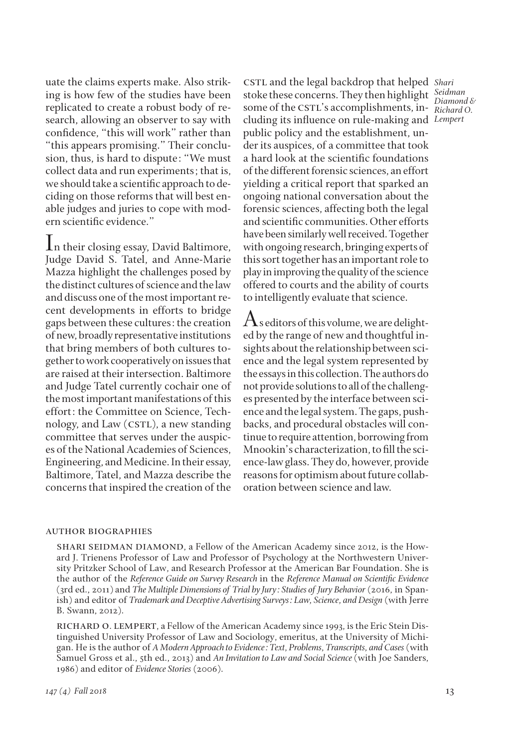uate the claims experts make. Also striking is how few of the studies have been replicated to create a robust body of research, allowing an observer to say with confidence, "this will work" rather than "this appears promising." Their conclusion, thus, is hard to dispute: "We must collect data and run experiments; that is, we should take a scientific approach to deciding on those reforms that will best enable judges and juries to cope with modern scientific evidence."

In their closing essay, David Baltimore, Judge David S. Tatel, and Anne-Marie Mazza highlight the challenges posed by the distinct cultures of science and the law and discuss one of the most important recent developments in efforts to bridge gaps between these cultures: the creation of new, broadly representative institutions that bring members of both cultures together to work cooperatively on issues that are raised at their intersection. Baltimore and Judge Tatel currently cochair one of the most important manifestations of this effort: the Committee on Science, Technology, and Law (CSTL), a new standing committee that serves under the auspices of the National Academies of Sciences, Engineering, and Medicine. In their essay, Baltimore, Tatel, and Mazza describe the concerns that inspired the creation of the CSTL and the legal backdrop that helped stoke these concerns. They then highlight some of the CSTL's accomplishments, including its influence on rule-making and public policy and the establishment, under its auspices, of a committee that took a hard look at the scientific foundations of the different forensic sciences, an effort yielding a critical report that sparked an ongoing national conversation about the forensic sciences, affecting both the legal and scientific communities. Other efforts have been similarly well received. Together with ongoing research, bringing experts of this sort together has an important role to play in improving the quality of the science offered to courts and the ability of courts to intelligently evaluate that science.

As editors of this volume, we are delighted by the range of new and thoughtful insights about the relationship between science and the legal system represented by the essays in this collection. The authors do not provide solutions to all of the challenges presented by the interface between science and the legal system. The gaps, pushbacks, and procedural obstacles will continue to require attention, borrowing from Mnookin's characterization, to fill the science-law glass. They do, however, provide reasons for optimism about future collaboration between science and law.

## AUTHOR BIOGRAPHIES

SHARI SEIDMAN DIAMOND, a Fellow of the American Academy since 2012, is the Howard J. Trienens Professor of Law and Professor of Psychology at the Northwestern University Pritzker School of Law, and Research Professor at the American Bar Foundation. She is the author of the *Reference Guide on Survey Research* in the *Reference Manual on Scientific Evidence* (3rd ed., 2011) and *The Multiple Dimensions of Trial by Jury: Studies of Jury Behavior* (2016, in Spanish) and editor of *Trademark and Deceptive Advertising Surveys: Law, Science, and Design* (with Jerre B. Swann, 2012).

RICHARD O. LEMPERT, a Fellow of the American Academy since 1993, is the Eric Stein Distinguished University Professor of Law and Sociology, emeritus, at the University of Michigan. He is the author of *A Modern Approach to Evidence: Text, Problems, Transcripts, and Cases* (with Samuel Gross et al., 5th ed., 2013) and *An Invitation to Law and Social Science* (with Joe Sanders, 1986) and editor of *Evidence Stories* (2006).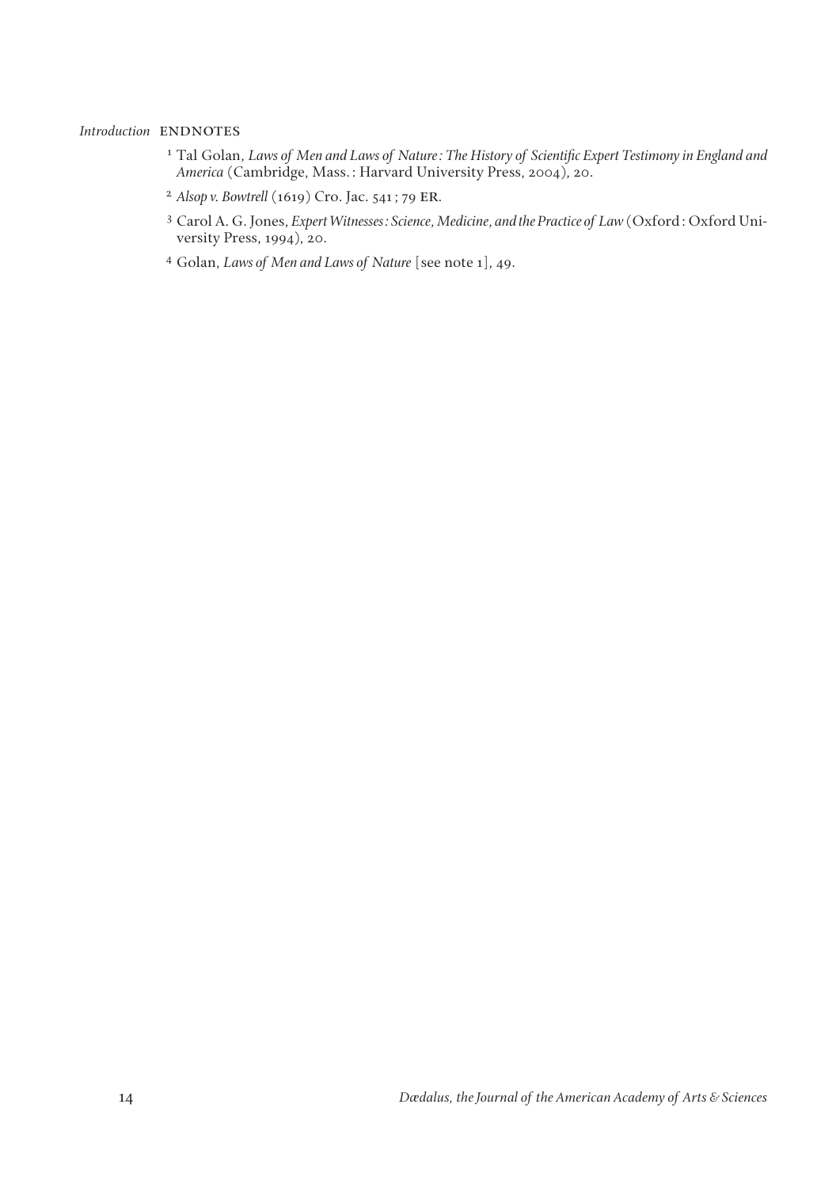*Introduction* ENDNOTES

[1] Tal Golan, *Laws of Men and Laws of Nature: The History of Scientific Expert Testimony in England and America* (Cambridge, Mass.: Harvard University Press, 2004), 20.

[2] *Alsop v. Bowtrell* (1619) Cro. Jac. 541; 79 ER.

[3] Carol A. G. Jones, *Expert Witnesses: Science, Medicine, and the Practice of Law* (Oxford: Oxford University Press, 1994), 20.

[4] Golan, *Laws of Men and Laws of Nature* [see note 1], 49.